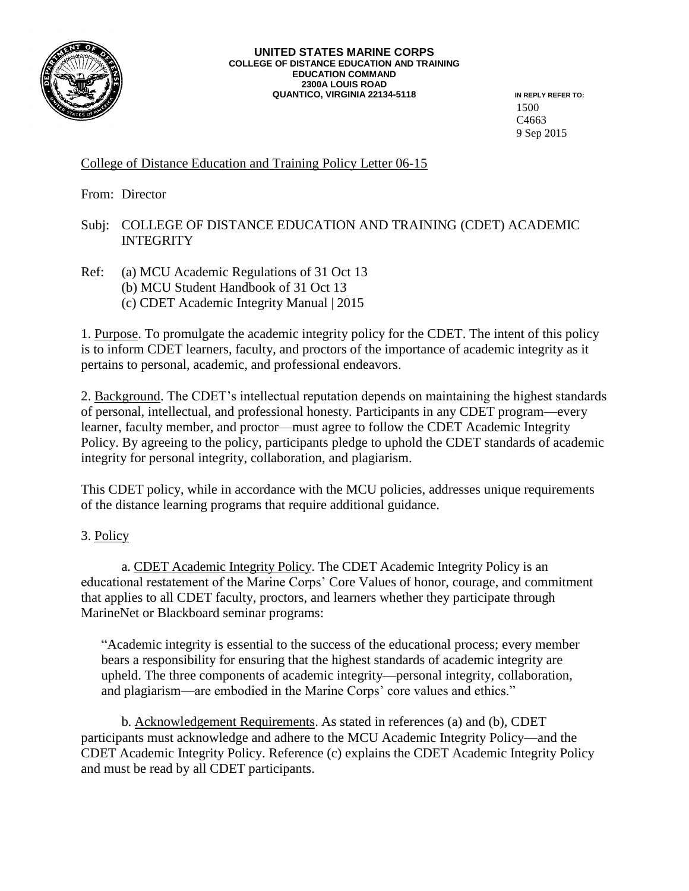**UNITED STATES MARINE CORPS**
**COLLEGE OF DISTANCE EDUCATION AND TRAINING**
**EDUCATION COMMAND**
**2300A LOUIS ROAD**
**QUANTICO, VIRGINIA 22134-5118**

IN REPLY REFER TO:
1500
C4663
9 Sep 2015

College of Distance Education and Training Policy Letter 06-15

From: Director

Subj: COLLEGE OF DISTANCE EDUCATION AND TRAINING (CDET) ACADEMIC INTEGRITY

Ref: (a) MCU Academic Regulations of 31 Oct 13
(b) MCU Student Handbook of 31 Oct 13
(c) CDET Academic Integrity Manual | 2015

1. Purpose. To promulgate the academic integrity policy for the CDET. The intent of this policy is to inform CDET learners, faculty, and proctors of the importance of academic integrity as it pertains to personal, academic, and professional endeavors.

2. Background. The CDET's intellectual reputation depends on maintaining the highest standards of personal, intellectual, and professional honesty. Participants in any CDET program—every learner, faculty member, and proctor—must agree to follow the CDET Academic Integrity Policy. By agreeing to the policy, participants pledge to uphold the CDET standards of academic integrity for personal integrity, collaboration, and plagiarism.

This CDET policy, while in accordance with the MCU policies, addresses unique requirements of the distance learning programs that require additional guidance.

3. Policy

a. CDET Academic Integrity Policy. The CDET Academic Integrity Policy is an educational restatement of the Marine Corps' Core Values of honor, courage, and commitment that applies to all CDET faculty, proctors, and learners whether they participate through MarineNet or Blackboard seminar programs:

> "Academic integrity is essential to the success of the educational process; every member bears a responsibility for ensuring that the highest standards of academic integrity are upheld. The three components of academic integrity—personal integrity, collaboration, and plagiarism—are embodied in the Marine Corps' core values and ethics."

b. Acknowledgement Requirements. As stated in references (a) and (b), CDET participants must acknowledge and adhere to the MCU Academic Integrity Policy—and the CDET Academic Integrity Policy. Reference (c) explains the CDET Academic Integrity Policy and must be read by all CDET participants.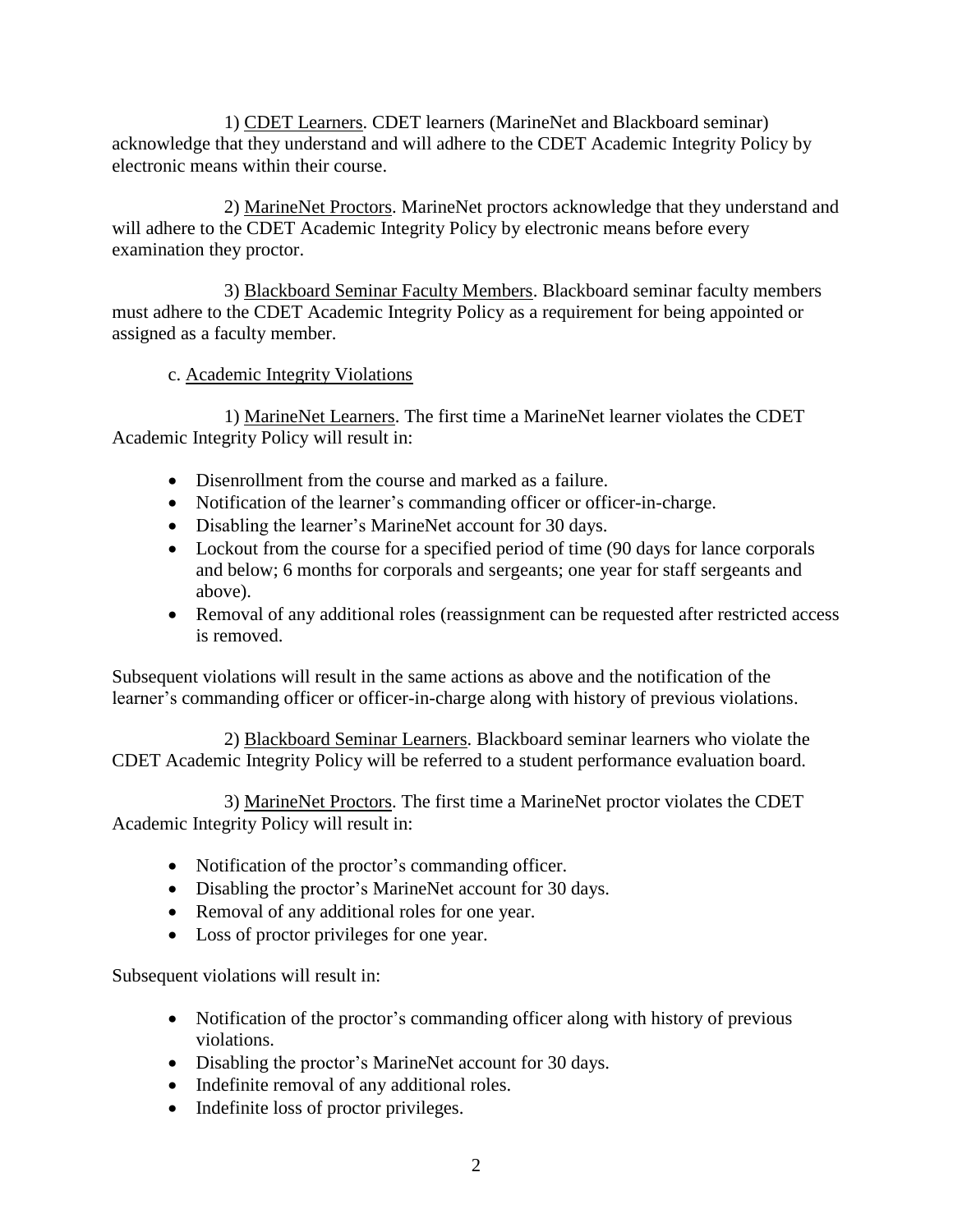1) CDET Learners. CDET learners (MarineNet and Blackboard seminar) acknowledge that they understand and will adhere to the CDET Academic Integrity Policy by electronic means within their course.

2) MarineNet Proctors. MarineNet proctors acknowledge that they understand and will adhere to the CDET Academic Integrity Policy by electronic means before every examination they proctor.

3) Blackboard Seminar Faculty Members. Blackboard seminar faculty members must adhere to the CDET Academic Integrity Policy as a requirement for being appointed or assigned as a faculty member.

c. Academic Integrity Violations

1) MarineNet Learners. The first time a MarineNet learner violates the CDET Academic Integrity Policy will result in:

- Disenrollment from the course and marked as a failure.
- Notification of the learner's commanding officer or officer-in-charge.
- Disabling the learner's MarineNet account for 30 days.
- Lockout from the course for a specified period of time (90 days for lance corporals and below; 6 months for corporals and sergeants; one year for staff sergeants and above).
- Removal of any additional roles (reassignment can be requested after restricted access is removed.

Subsequent violations will result in the same actions as above and the notification of the learner's commanding officer or officer-in-charge along with history of previous violations.

2) Blackboard Seminar Learners. Blackboard seminar learners who violate the CDET Academic Integrity Policy will be referred to a student performance evaluation board.

3) MarineNet Proctors. The first time a MarineNet proctor violates the CDET Academic Integrity Policy will result in:

- Notification of the proctor's commanding officer.
- Disabling the proctor's MarineNet account for 30 days.
- Removal of any additional roles for one year.
- Loss of proctor privileges for one year.

Subsequent violations will result in:

- Notification of the proctor's commanding officer along with history of previous violations.
- Disabling the proctor's MarineNet account for 30 days.
- Indefinite removal of any additional roles.
- Indefinite loss of proctor privileges.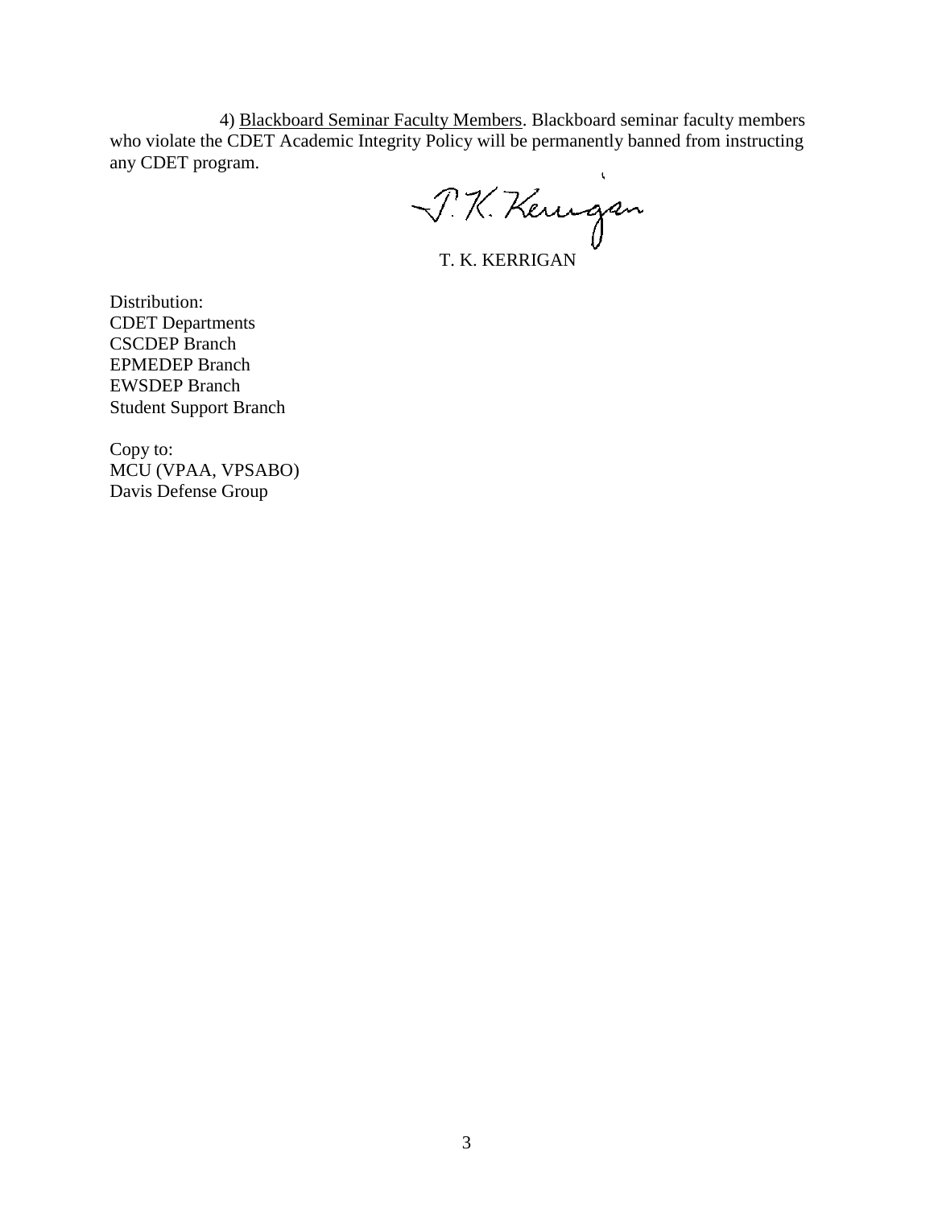4) Blackboard Seminar Faculty Members. Blackboard seminar faculty members who violate the CDET Academic Integrity Policy will be permanently banned from instructing any CDET program.

T. K. KERRIGAN

Distribution:
CDET Departments
CSCDEP Branch
EPMEDEP Branch
EWSDEP Branch
Student Support Branch

Copy to:
MCU (VPAA, VPSABO)
Davis Defense Group